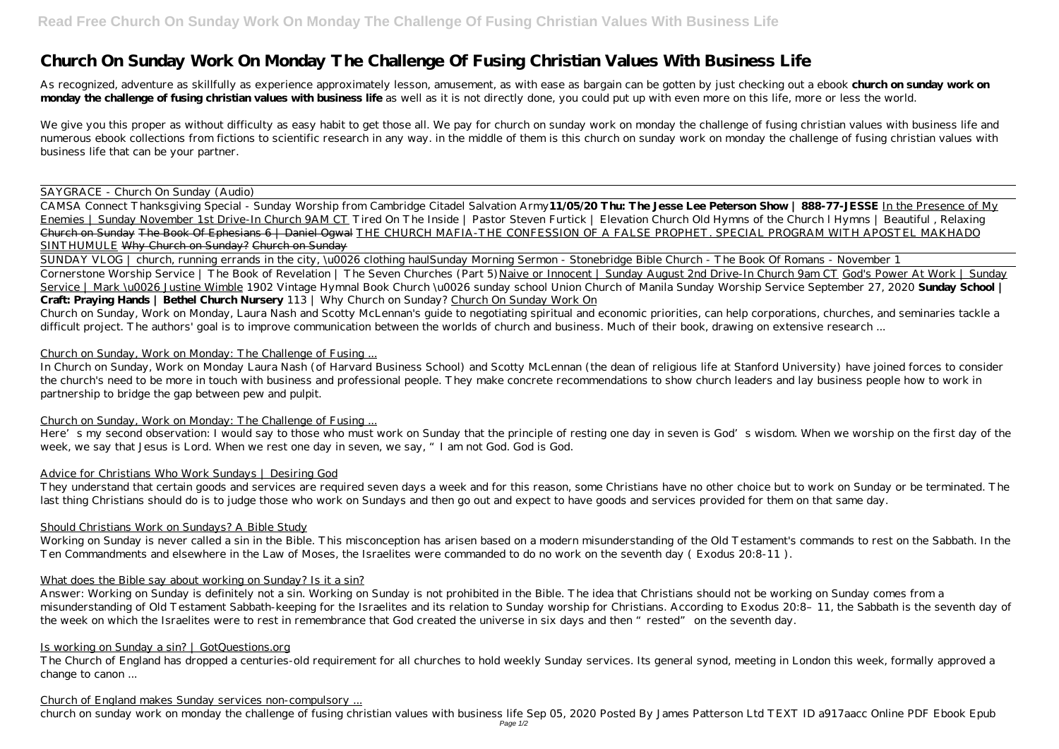# Church On Sunday Work On Monday The Challenge Of Fusing Christian Values With Business Life

As recognized, adventure as skillfully as experience approximately lesson, amusement, as with ease as bargain can be gotten by just checking out a ebook **church on sunday work on monday the challenge of fusing christian values with business life** as well as it is not directly done, you could put up with even more on this life, more or less the world.

We give you this proper as without difficulty as easy habit to get those all. We pay for church on sunday work on monday the challenge of fusing christian values with business life and numerous ebook collections from fictions to scientific research in any way. in the middle of them is this church on sunday work on monday the challenge of fusing christian values with business life that can be your partner.

SAYGRACE - Church On Sunday (Audio)

CAMSA Connect Thanksgiving Special - Sunday Worship from Cambridge Citadel Salvation Army **11/05/20 Thu: The Jesse Lee Peterson Show | 888-77-JESSE** In the Presence of My Enemies | Sunday November 1st Drive-In Church 9AM CT *Tired On The Inside | Pastor Steven Furtick | Elevation Church Old Hymns of the Church l Hymns | Beautiful , Relaxing* ~~Church on Sunday~~ ~~The Book Of Ephesians 6 | Daniel Ogwal~~ THE CHURCH MAFIA-THE CONFESSION OF A FALSE PROPHET. SPECIAL PROGRAM WITH APOSTEL MAKHADO SINTHUMULE ~~Why Church on Sunday?~~ ~~Church on Sunday~~

SUNDAY VLOG | church, running errands in the city, \u0026 clothing haul *Sunday Morning Sermon - Stonebridge Bible Church - The Book Of Romans - November 1* Cornerstone Worship Service | The Book of Revelation | The Seven Churches (Part 5) Naive or Innocent | Sunday August 2nd Drive-In Church 9am CT God's Power At Work | Sunday Service | Mark \u0026 Justine Wimble *1902 Vintage Hymnal Book Church \u0026 sunday school Union Church of Manila Sunday Worship Service September 27, 2020* **Sunday School | Craft: Praying Hands | Bethel Church Nursery** *113 | Why Church on Sunday?* Church On Sunday Work On

Church on Sunday, Work on Monday, Laura Nash and Scotty McLennan's guide to negotiating spiritual and economic priorities, can help corporations, churches, and seminaries tackle a difficult project. The authors' goal is to improve communication between the worlds of church and business. Much of their book, drawing on extensive research ...

Church on Sunday, Work on Monday: The Challenge of Fusing ...

In Church on Sunday, Work on Monday Laura Nash (of Harvard Business School) and Scotty McLennan (the dean of religious life at Stanford University) have joined forces to consider the church's need to be more in touch with business and professional people. They make concrete recommendations to show church leaders and lay business people how to work in partnership to bridge the gap between pew and pulpit.

Church on Sunday, Work on Monday: The Challenge of Fusing ...

Here's my second observation: I would say to those who must work on Sunday that the principle of resting one day in seven is God's wisdom. When we worship on the first day of the week, we say that Jesus is Lord. When we rest one day in seven, we say, "I am not God. God is God.

Advice for Christians Who Work Sundays | Desiring God

They understand that certain goods and services are required seven days a week and for this reason, some Christians have no other choice but to work on Sunday or be terminated. The last thing Christians should do is to judge those who work on Sundays and then go out and expect to have goods and services provided for them on that same day.

Should Christians Work on Sundays? A Bible Study

Working on Sunday is never called a sin in the Bible. This misconception has arisen based on a modern misunderstanding of the Old Testament's commands to rest on the Sabbath. In the Ten Commandments and elsewhere in the Law of Moses, the Israelites were commanded to do no work on the seventh day ( Exodus 20:8-11 ).

What does the Bible say about working on Sunday? Is it a sin?

Answer: Working on Sunday is definitely not a sin. Working on Sunday is not prohibited in the Bible. The idea that Christians should not be working on Sunday comes from a misunderstanding of Old Testament Sabbath-keeping for the Israelites and its relation to Sunday worship for Christians. According to Exodus 20:8–11, the Sabbath is the seventh day of the week on which the Israelites were to rest in remembrance that God created the universe in six days and then "rested" on the seventh day.

Is working on Sunday a sin? | GotQuestions.org

The Church of England has dropped a centuries-old requirement for all churches to hold weekly Sunday services. Its general synod, meeting in London this week, formally approved a change to canon ...

Church of England makes Sunday services non-compulsory ...

church on sunday work on monday the challenge of fusing christian values with business life Sep 05, 2020 Posted By James Patterson Ltd TEXT ID a917aacc Online PDF Ebook Epub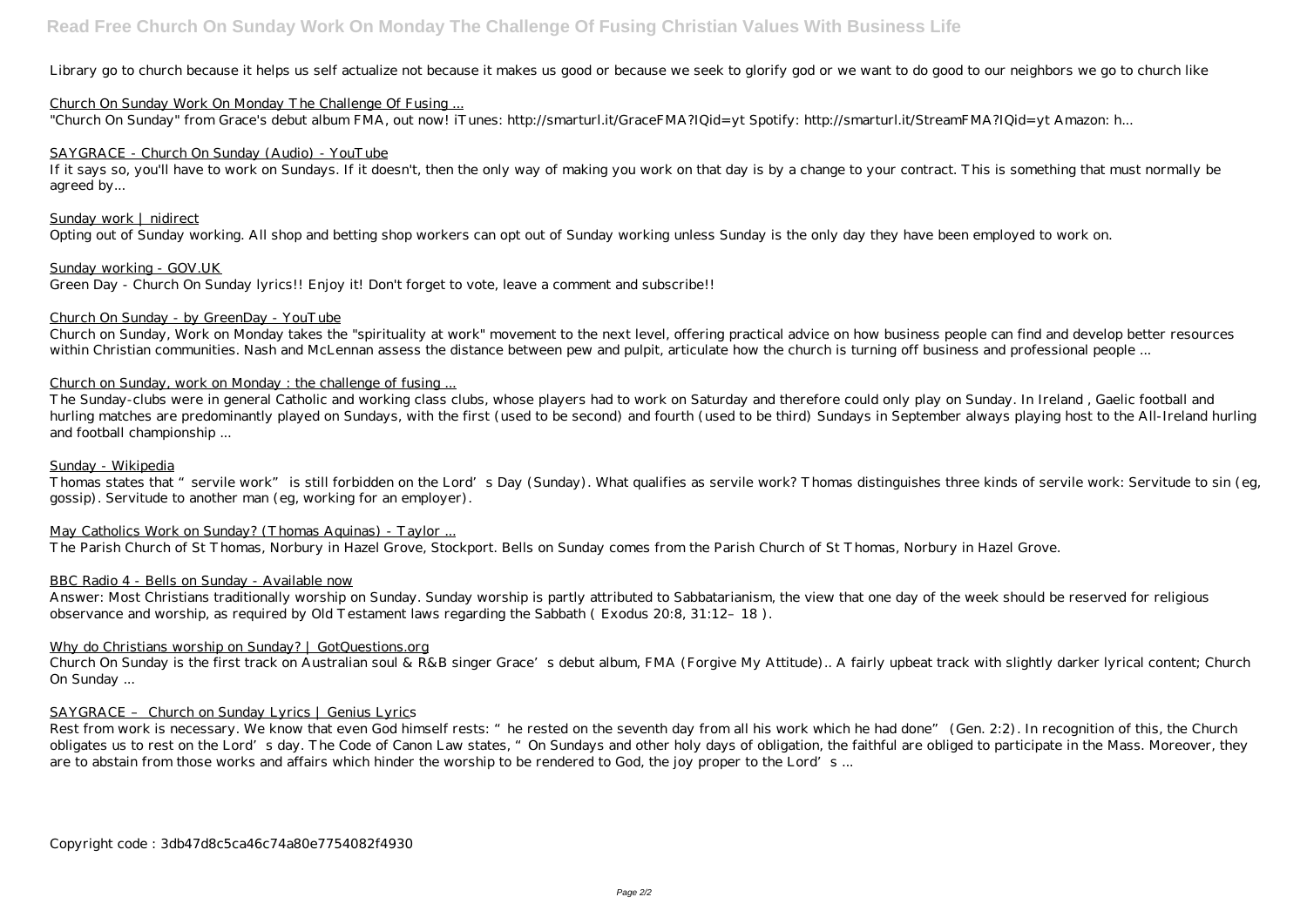Library go to church because it helps us self actualize not because it makes us good or because we seek to glorify god or we want to do good to our neighbors we go to church like

Church On Sunday Work On Monday The Challenge Of Fusing ...
"Church On Sunday" from Grace's debut album FMA, out now! iTunes: http://smarturl.it/GraceFMA?IQid=yt Spotify: http://smarturl.it/StreamFMA?IQid=yt Amazon: h...

SAYGRACE - Church On Sunday (Audio) - YouTube
If it says so, you'll have to work on Sundays. If it doesn't, then the only way of making you work on that day is by a change to your contract. This is something that must normally be agreed by...

Sunday work | nidirect
Opting out of Sunday working. All shop and betting shop workers can opt out of Sunday working unless Sunday is the only day they have been employed to work on.

Sunday working - GOV.UK
Green Day - Church On Sunday lyrics!! Enjoy it! Don't forget to vote, leave a comment and subscribe!!

Church On Sunday - by GreenDay - YouTube
Church on Sunday, Work on Monday takes the "spirituality at work" movement to the next level, offering practical advice on how business people can find and develop better resources within Christian communities. Nash and McLennan assess the distance between pew and pulpit, articulate how the church is turning off business and professional people ...

Church on Sunday, work on Monday : the challenge of fusing ...
The Sunday-clubs were in general Catholic and working class clubs, whose players had to work on Saturday and therefore could only play on Sunday. In Ireland , Gaelic football and hurling matches are predominantly played on Sundays, with the first (used to be second) and fourth (used to be third) Sundays in September always playing host to the All-Ireland hurling and football championship ...

Sunday - Wikipedia
Thomas states that "servile work" is still forbidden on the Lord's Day (Sunday). What qualifies as servile work? Thomas distinguishes three kinds of servile work: Servitude to sin (eg, gossip). Servitude to another man (eg, working for an employer).

May Catholics Work on Sunday? (Thomas Aquinas) - Taylor ...
The Parish Church of St Thomas, Norbury in Hazel Grove, Stockport. Bells on Sunday comes from the Parish Church of St Thomas, Norbury in Hazel Grove.

BBC Radio 4 - Bells on Sunday - Available now
Answer: Most Christians traditionally worship on Sunday. Sunday worship is partly attributed to Sabbatarianism, the view that one day of the week should be reserved for religious observance and worship, as required by Old Testament laws regarding the Sabbath ( Exodus 20:8, 31:12–18 ).

Why do Christians worship on Sunday? | GotQuestions.org
Church On Sunday is the first track on Australian soul & R&B singer Grace's debut album, FMA (Forgive My Attitude).. A fairly upbeat track with slightly darker lyrical content; Church On Sunday ...

SAYGRACE – Church on Sunday Lyrics | Genius Lyrics
Rest from work is necessary. We know that even God himself rests: "he rested on the seventh day from all his work which he had done" (Gen. 2:2). In recognition of this, the Church obligates us to rest on the Lord's day. The Code of Canon Law states, "On Sundays and other holy days of obligation, the faithful are obliged to participate in the Mass. Moreover, they are to abstain from those works and affairs which hinder the worship to be rendered to God, the joy proper to the Lord's ...

Copyright code : 3db47d8c5ca46c74a80e7754082f4930